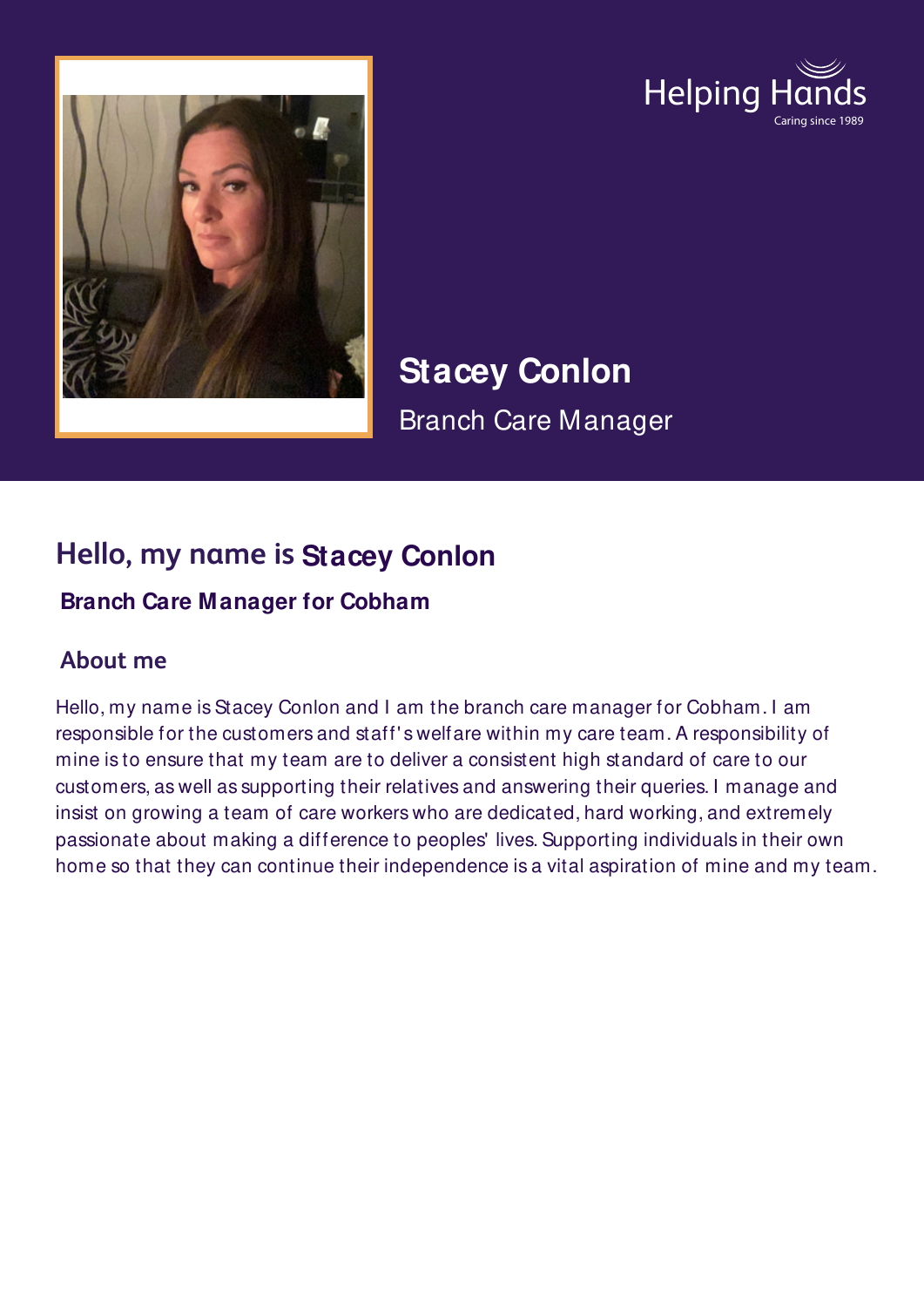Helping Hands
Caring since 1989

# Stacey Conlon

Branch Care Manager

## Hello, my name is Stacey Conlon

### Branch Care Manager for Cobham

### About me

Hello, my name is Stacey Conlon and I am the branch care manager for Cobham. I am responsible for the customers and staff's welfare within my care team. A responsibility of mine is to ensure that my team are to deliver a consistent high standard of care to our customers, as well as supporting their relatives and answering their queries. I manage and insist on growing a team of care workers who are dedicated, hard working, and extremely passionate about making a difference to peoples' lives. Supporting individuals in their own home so that they can continue their independence is a vital aspiration of mine and my team.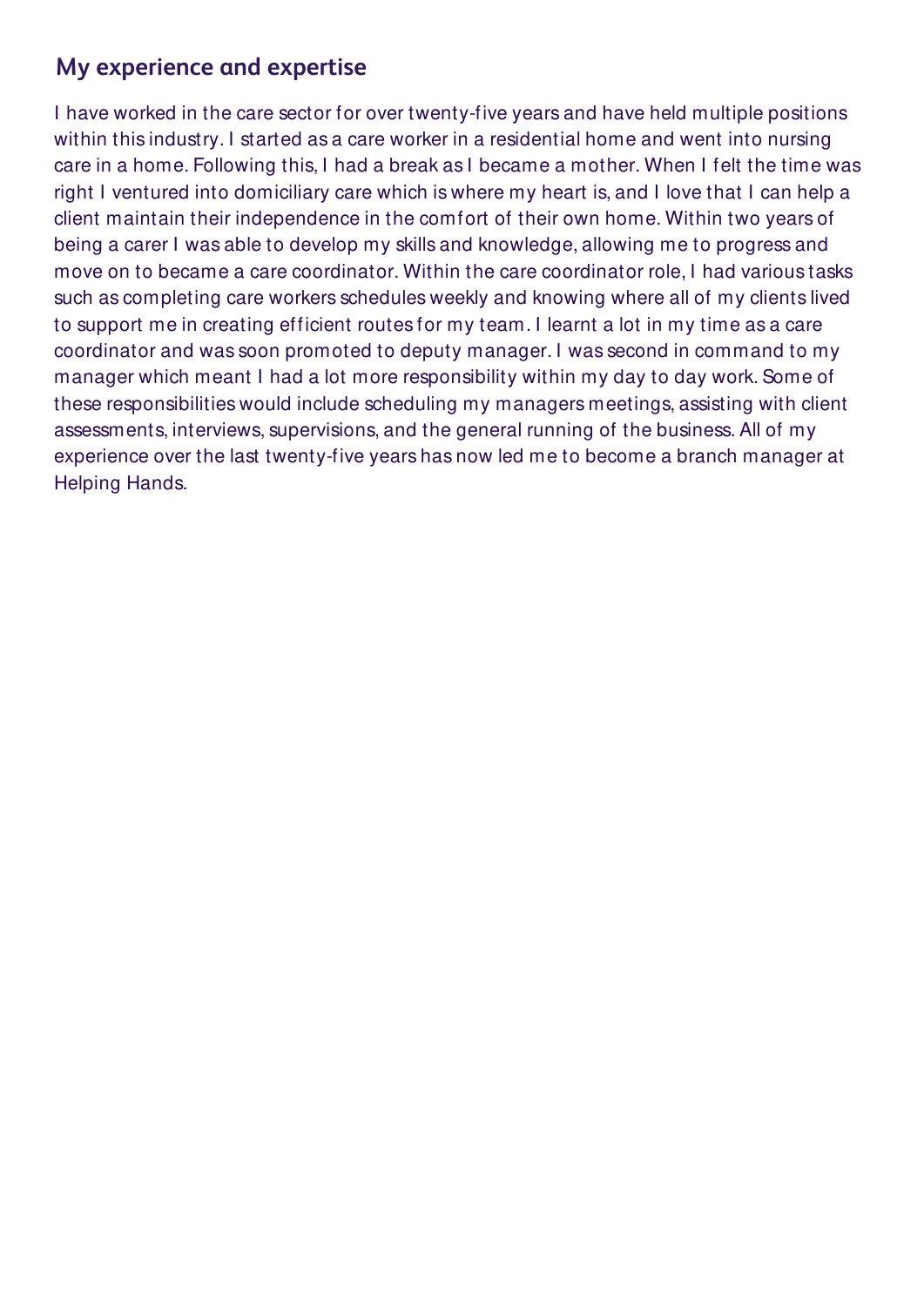## My experience and expertise

I have worked in the care sector for over twenty-five years and have held multiple positions within this industry. I started as a care worker in a residential home and went into nursing care in a home. Following this, I had a break as I became a mother. When I felt the time was right I ventured into domiciliary care which is where my heart is, and I love that I can help a client maintain their independence in the comfort of their own home. Within two years of being a carer I was able to develop my skills and knowledge, allowing me to progress and move on to became a care coordinator. Within the care coordinator role, I had various tasks such as completing care workers schedules weekly and knowing where all of my clients lived to support me in creating efficient routes for my team. I learnt a lot in my time as a care coordinator and was soon promoted to deputy manager. I was second in command to my manager which meant I had a lot more responsibility within my day to day work. Some of these responsibilities would include scheduling my managers meetings, assisting with client assessments, interviews, supervisions, and the general running of the business. All of my experience over the last twenty-five years has now led me to become a branch manager at Helping Hands.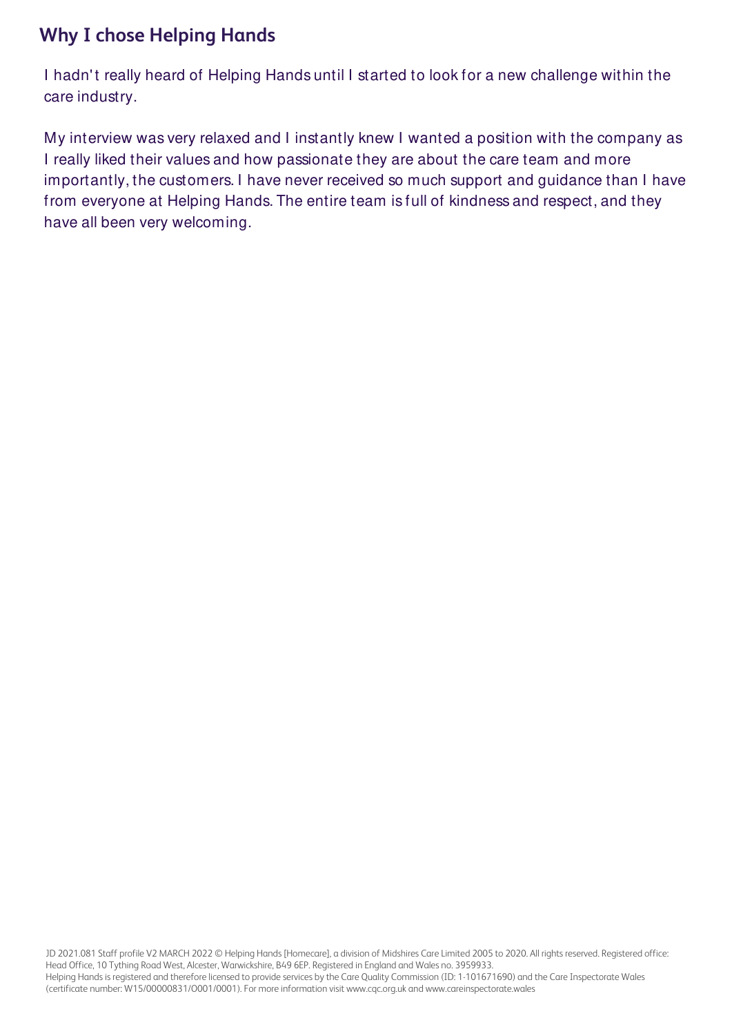## Why I chose Helping Hands

I hadn't really heard of Helping Hands until I started to look for a new challenge within the care industry.

My interview was very relaxed and I instantly knew I wanted a position with the company as I really liked their values and how passionate they are about the care team and more importantly, the customers. I have never received so much support and guidance than I have from everyone at Helping Hands. The entire team is full of kindness and respect, and they have all been very welcoming.

JD 2021.081 Staff profile V2 MARCH 2022 © Helping Hands [Homecare], a division of Midshires Care Limited 2005 to 2020. All rights reserved. Registered office: Head Office, 10 Tything Road West, Alcester, Warwickshire, B49 6EP. Registered in England and Wales no. 3959933.
Helping Hands is registered and therefore licensed to provide services by the Care Quality Commission (ID: 1-101671690) and the Care Inspectorate Wales (certificate number: W15/00000831/0001/0001). For more information visit www.cqc.org.uk and www.careinspectorate.wales